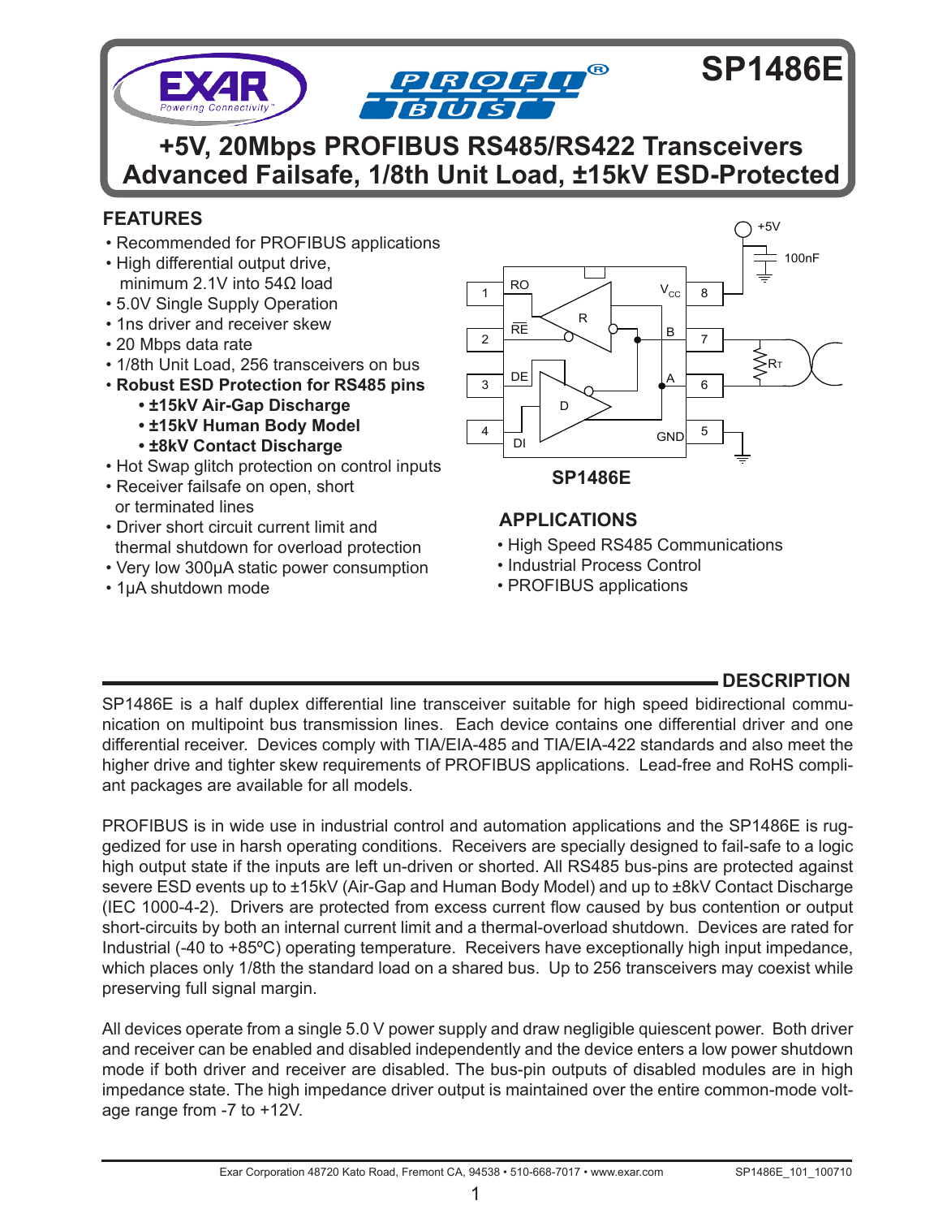# SP1486E

## +5V, 20Mbps PROFIBUS RS485/RS422 Transceivers Advanced Failsafe, 1/8th Unit Load, ±15kV ESD-Protected

## FEATURES

- Recommended for PROFIBUS applications
- High differential output drive, minimum 2.1V into 54Ω load
- 5.0V Single Supply Operation
- 1ns driver and receiver skew
- 20 Mbps data rate
- 1/8th Unit Load, 256 transceivers on bus
- **Robust ESD Protection for RS485 pins**
  - **±15kV Air-Gap Discharge**
  - **±15kV Human Body Model**
  - **±8kV Contact Discharge**
- Hot Swap glitch protection on control inputs
- Receiver failsafe on open, short or terminated lines
- Driver short circuit current limit and thermal shutdown for overload protection
- Very low 300μA static power consumption
- 1μA shutdown mode

**SP1486E**

## APPLICATIONS

- High Speed RS485 Communications
- Industrial Process Control
- PROFIBUS applications

## DESCRIPTION

SP1486E is a half duplex differential line transceiver suitable for high speed bidirectional communication on multipoint bus transmission lines. Each device contains one differential driver and one differential receiver. Devices comply with TIA/EIA-485 and TIA/EIA-422 standards and also meet the higher drive and tighter skew requirements of PROFIBUS applications. Lead-free and RoHS compliant packages are available for all models.

PROFIBUS is in wide use in industrial control and automation applications and the SP1486E is ruggedized for use in harsh operating conditions. Receivers are specially designed to fail-safe to a logic high output state if the inputs are left un-driven or shorted. All RS485 bus-pins are protected against severe ESD events up to ±15kV (Air-Gap and Human Body Model) and up to ±8kV Contact Discharge (IEC 1000-4-2). Drivers are protected from excess current flow caused by bus contention or output short-circuits by both an internal current limit and a thermal-overload shutdown. Devices are rated for Industrial (-40 to +85ºC) operating temperature. Receivers have exceptionally high input impedance, which places only 1/8th the standard load on a shared bus. Up to 256 transceivers may coexist while preserving full signal margin.

All devices operate from a single 5.0 V power supply and draw negligible quiescent power. Both driver and receiver can be enabled and disabled independently and the device enters a low power shutdown mode if both driver and receiver are disabled. The bus-pin outputs of disabled modules are in high impedance state. The high impedance driver output is maintained over the entire common-mode voltage range from -7 to +12V.

Exar Corporation 48720 Kato Road, Fremont CA, 94538 • 510-668-7017 • www.exar.com SP1486E_101_100710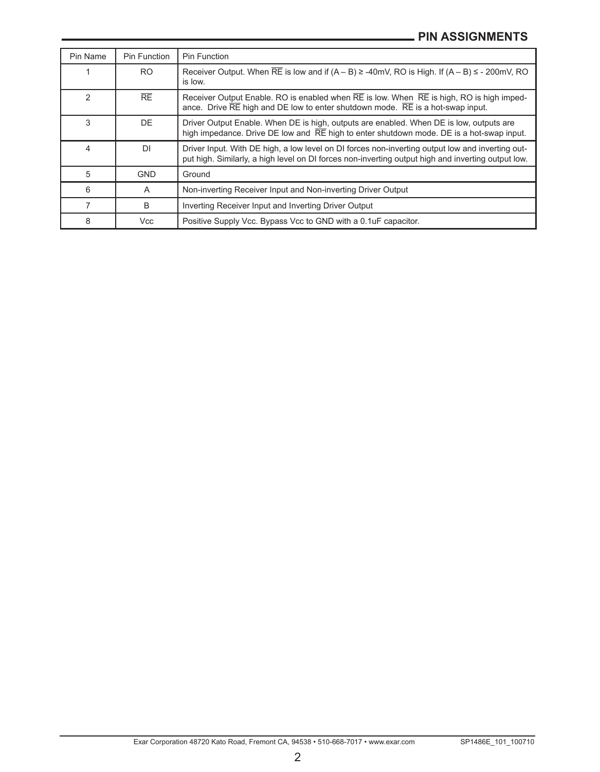## PIN ASSIGNMENTS

| Pin Name | Pin Function | Pin Function |
|---|---|---|
| 1 | RO | Receiver Output. When $\overline{RE}$ is low and if (A – B) ≥ -40mV, RO is High. If (A – B) ≤ - 200mV, RO is low. |
| 2 | $\overline{RE}$ | Receiver Output Enable. RO is enabled when $\overline{RE}$ is low. When $\overline{RE}$ is high, RO is high impedance. Drive $\overline{RE}$ high and DE low to enter shutdown mode. $\overline{RE}$ is a hot-swap input. |
| 3 | DE | Driver Output Enable. When DE is high, outputs are enabled. When DE is low, outputs are high impedance. Drive DE low and $\overline{RE}$ high to enter shutdown mode. DE is a hot-swap input. |
| 4 | DI | Driver Input. With DE high, a low level on DI forces non-inverting output low and inverting output high. Similarly, a high level on DI forces non-inverting output high and inverting output low. |
| 5 | GND | Ground |
| 6 | A | Non-inverting Receiver Input and Non-inverting Driver Output |
| 7 | B | Inverting Receiver Input and Inverting Driver Output |
| 8 | Vcc | Positive Supply Vcc. Bypass Vcc to GND with a 0.1uF capacitor. |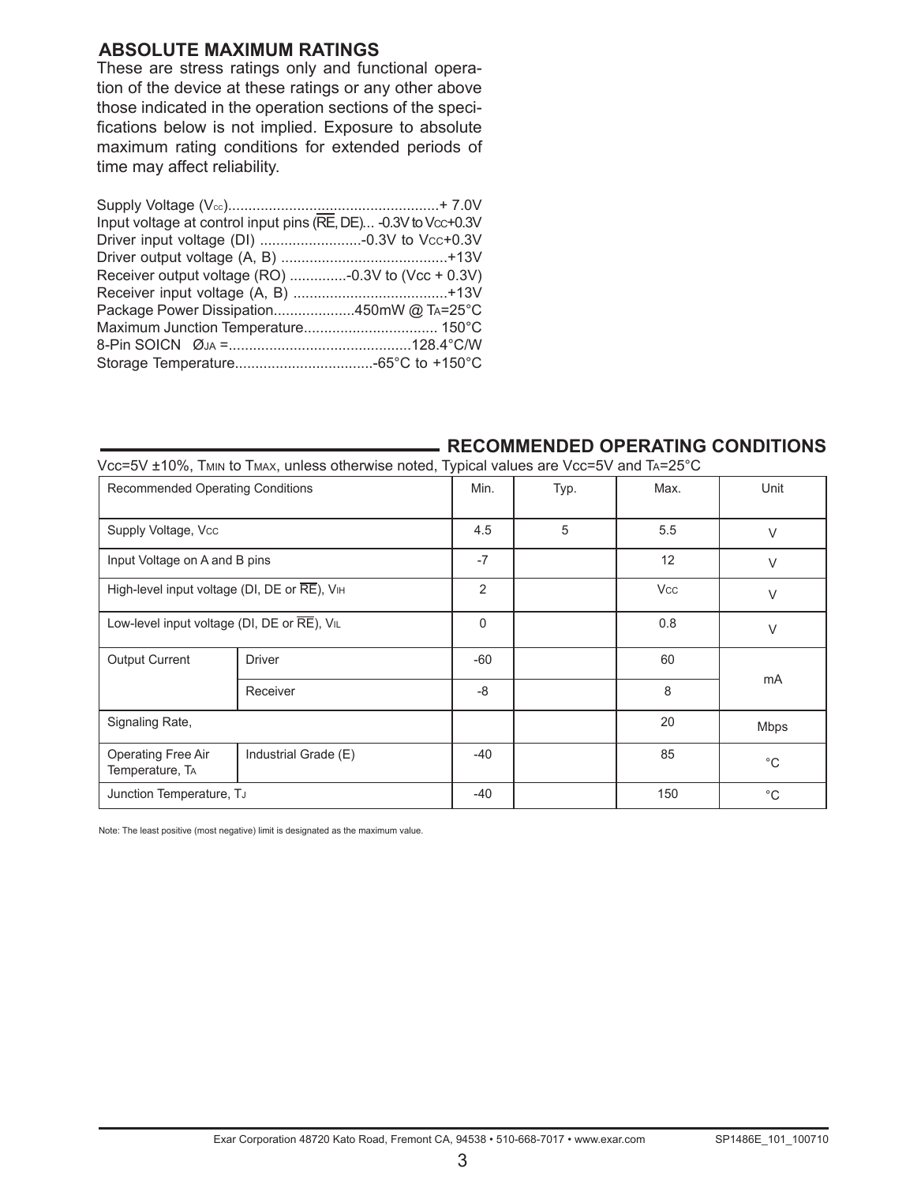## ABSOLUTE MAXIMUM RATINGS

These are stress ratings only and functional operation of the device at these ratings or any other above those indicated in the operation sections of the specifications below is not implied. Exposure to absolute maximum rating conditions for extended periods of time may affect reliability.

Supply Voltage ($V_{CC}$)....................................................+ 7.0V
Input voltage at control input pins ($\overline{RE}$, DE)... -0.3V to $V_{CC}$+0.3V
Driver input voltage (DI) .........................-0.3V to $V_{CC}$+0.3V
Driver output voltage (A, B) .........................................+13V
Receiver output voltage (RO) ..............-0.3V to (Vcc + 0.3V)
Receiver input voltage (A, B) ......................................+13V
Package Power Dissipation....................450mW @ $T_A$=25°C
Maximum Junction Temperature................................. 150°C
8-Pin SOICN $Ø_{JA}$ =............................................128.4°C/W
Storage Temperature.................................-65°C to +150°C

## RECOMMENDED OPERATING CONDITIONS

Vcc=5V ±10%, $T_{MIN}$ to $T_{MAX}$, unless otherwise noted, Typical values are Vcc=5V and $T_A$=25°C

| Recommended Operating Conditions | | Min. | Typ. | Max. | Unit |
|---|---|---|---|---|---|
| Supply Voltage, $V_{CC}$ | | 4.5 | 5 | 5.5 | V |
| Input Voltage on A and B pins | | -7 | | 12 | V |
| High-level input voltage (DI, DE or $\overline{RE}$), $V_{IH}$ | | 2 | | $V_{CC}$ | V |
| Low-level input voltage (DI, DE or $\overline{RE}$), $V_{IL}$ | | 0 | | 0.8 | V |
| Output Current | Driver | -60 | | 60 | mA |
| | Receiver | -8 | | 8 | |
| Signaling Rate, | | | | 20 | Mbps |
| Operating Free Air Temperature, $T_A$ | Industrial Grade (E) | -40 | | 85 | °C |
| Junction Temperature, $T_J$ | | -40 | | 150 | °C |

Note: The least positive (most negative) limit is designated as the maximum value.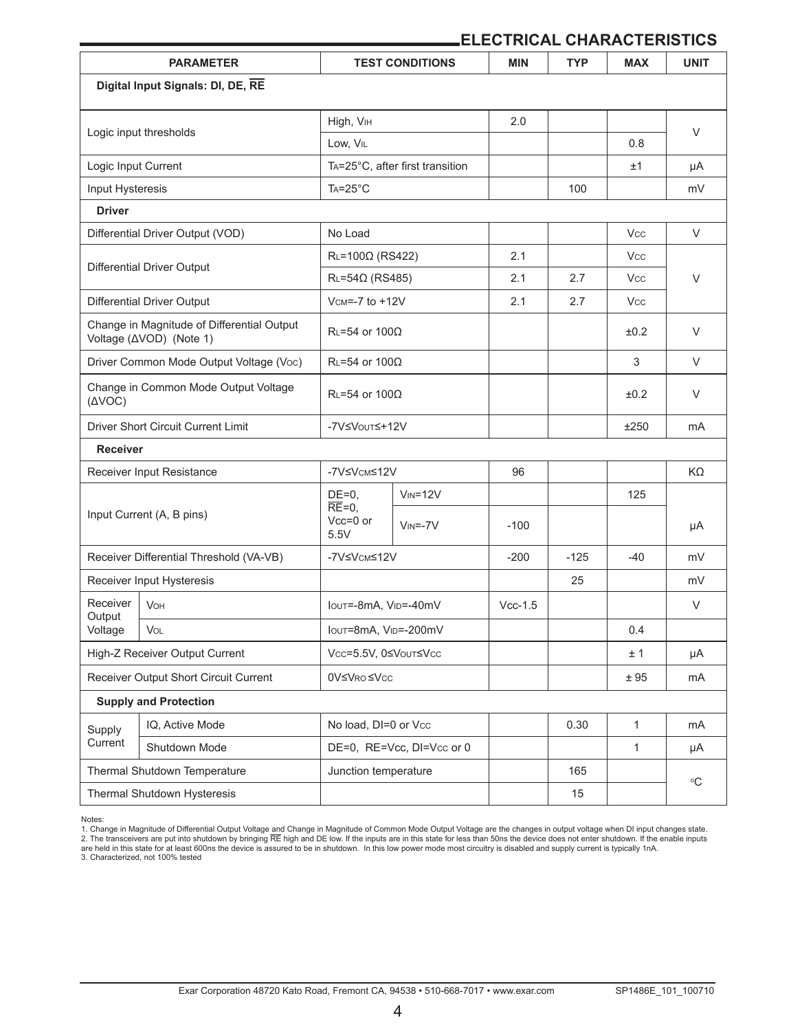## ELECTRICAL CHARACTERISTICS

| PARAMETER | | TEST CONDITIONS | | MIN | TYP | MAX | UNIT |
|---|---|---|---|---|---|---|---|
| **Digital Input Signals: DI, DE, $\overline{RE}$** | | | | | | | |
| Logic input thresholds | | High, $V_{IH}$ | | 2.0 | | | V |
| | | Low, $V_{IL}$ | | | | 0.8 | |
| Logic Input Current | | $T_A$=25°C, after first transition | | | | ±1 | µA |
| Input Hysteresis | | $T_A$=25°C | | | 100 | | mV |
| **Driver** | | | | | | | |
| Differential Driver Output (VOD) | | No Load | | | | $V_{CC}$ | V |
| Differential Driver Output | | $R_L$=100Ω (RS422) | | 2.1 | | $V_{CC}$ | V |
| | | $R_L$=54Ω (RS485) | | 2.1 | 2.7 | $V_{CC}$ | |
| Differential Driver Output | | $V_{CM}$=-7 to +12V | | 2.1 | 2.7 | $V_{CC}$ | |
| Change in Magnitude of Differential Output Voltage (ΔVOD) (Note 1) | | $R_L$=54 or 100Ω | | | | ±0.2 | V |
| Driver Common Mode Output Voltage ($V_{OC}$) | | $R_L$=54 or 100Ω | | | | 3 | V |
| Change in Common Mode Output Voltage (ΔVOC) | | $R_L$=54 or 100Ω | | | | ±0.2 | V |
| Driver Short Circuit Current Limit | | -7V≤$V_{OUT}$≤+12V | | | | ±250 | mA |
| **Receiver** | | | | | | | |
| Receiver Input Resistance | | -7V≤$V_{CM}$≤12V | | 96 | | | KΩ |
| Input Current (A, B pins) | | DE=0, $\overline{RE}$=0, Vcc=0 or 5.5V | $V_{IN}$=12V | | | 125 | µA |
| | | | $V_{IN}$=-7V | -100 | | | |
| Receiver Differential Threshold (VA-VB) | | -7V≤$V_{CM}$≤12V | | -200 | -125 | -40 | mV |
| Receiver Input Hysteresis | | | | | 25 | | mV |
| Receiver Output Voltage | $V_{OH}$ | $I_{OUT}$=-8mA, $V_{ID}$=-40mV | | Vcc-1.5 | | | V |
| | $V_{OL}$ | $I_{OUT}$=8mA, $V_{ID}$=-200mV | | | | 0.4 | |
| High-Z Receiver Output Current | | $V_{CC}$=5.5V, 0≤$V_{OUT}$≤$V_{CC}$ | | | | ± 1 | µA |
| Receiver Output Short Circuit Current | | 0V≤$V_{RO}$≤$V_{CC}$ | | | | ± 95 | mA |
| **Supply and Protection** | | | | | | | |
| Supply Current | IQ, Active Mode | No load, DI=0 or $V_{CC}$ | | | 0.30 | 1 | mA |
| | Shutdown Mode | DE=0, RE=Vcc, DI=$V_{CC}$ or 0 | | | | 1 | µA |
| Thermal Shutdown Temperature | | Junction temperature | | | 165 | | °C |
| Thermal Shutdown Hysteresis | | | | | 15 | | |

Notes:
1. Change in Magnitude of Differential Output Voltage and Change in Magnitude of Common Mode Output Voltage are the changes in output voltage when DI input changes state.
2. The transceivers are put into shutdown by bringing $\overline{RE}$ high and DE low. If the inputs are in this state for less than 50ns the device does not enter shutdown. If the enable inputs are held in this state for at least 600ns the device is assured to be in shutdown. In this low power mode most circuitry is disabled and supply current is typically 1nA.
3. Characterized, not 100% tested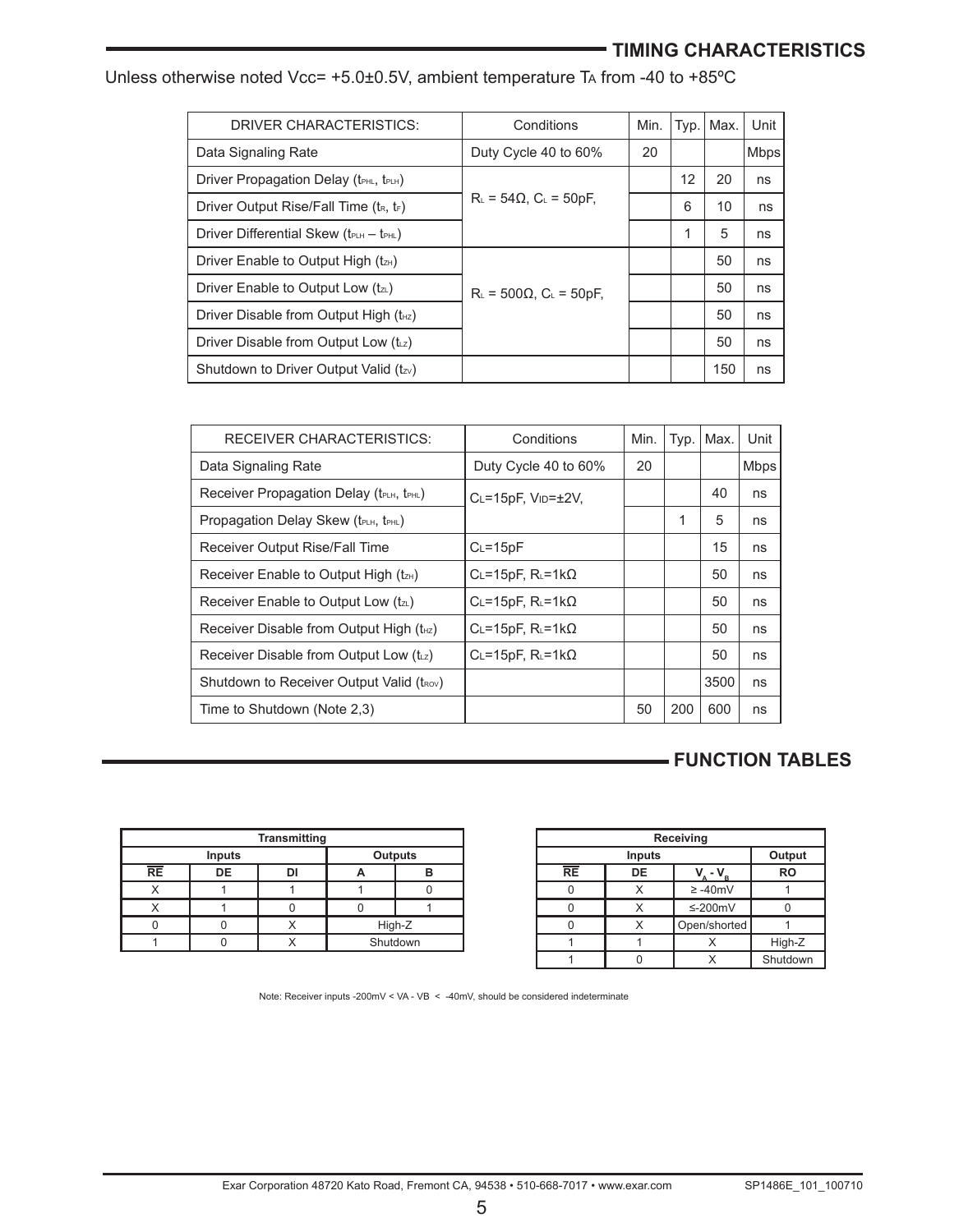## TIMING CHARACTERISTICS

Unless otherwise noted Vcc= +5.0±0.5V, ambient temperature $T_A$ from -40 to +85ºC

| DRIVER CHARACTERISTICS: | Conditions | Min. | Typ. | Max. | Unit |
|---|---|---|---|---|---|
| Data Signaling Rate | Duty Cycle 40 to 60% | 20 | | | Mbps |
| Driver Propagation Delay ($t_{PHL}$, $t_{PLH}$) | $R_L$ = 54Ω, $C_L$ = 50pF, | | 12 | 20 | ns |
| Driver Output Rise/Fall Time ($t_R$, $t_F$) | | | 6 | 10 | ns |
| Driver Differential Skew ($t_{PLH}$ – $t_{PHL}$) | | | 1 | 5 | ns |
| Driver Enable to Output High ($t_{ZH}$) | $R_L$ = 500Ω, $C_L$ = 50pF, | | | 50 | ns |
| Driver Enable to Output Low ($t_{ZL}$) | | | | 50 | ns |
| Driver Disable from Output High ($t_{HZ}$) | | | | 50 | ns |
| Driver Disable from Output Low ($t_{LZ}$) | | | | 50 | ns |
| Shutdown to Driver Output Valid ($t_{ZV}$) | | | | 150 | ns |

| RECEIVER CHARACTERISTICS: | Conditions | Min. | Typ. | Max. | Unit |
|---|---|---|---|---|---|
| Data Signaling Rate | Duty Cycle 40 to 60% | 20 | | | Mbps |
| Receiver Propagation Delay ($t_{PLH}$, $t_{PHL}$) | $C_L$=15pF, $V_{ID}$=±2V, | | | 40 | ns |
| Propagation Delay Skew ($t_{PLH}$, $t_{PHL}$) | | | 1 | 5 | ns |
| Receiver Output Rise/Fall Time | $C_L$=15pF | | | 15 | ns |
| Receiver Enable to Output High ($t_{ZH}$) | $C_L$=15pF, $R_L$=1kΩ | | | 50 | ns |
| Receiver Enable to Output Low ($t_{ZL}$) | $C_L$=15pF, $R_L$=1kΩ | | | 50 | ns |
| Receiver Disable from Output High ($t_{HZ}$) | $C_L$=15pF, $R_L$=1kΩ | | | 50 | ns |
| Receiver Disable from Output Low ($t_{LZ}$) | $C_L$=15pF, $R_L$=1kΩ | | | 50 | ns |
| Shutdown to Receiver Output Valid ($t_{ROV}$) | | | | 3500 | ns |
| Time to Shutdown (Note 2,3) | | 50 | 200 | 600 | ns |

## FUNCTION TABLES

| Transmitting | | | | |
|---|---|---|---|---|
| Inputs | | | Outputs | |
| $\overline{RE}$ | DE | DI | A | B |
| X | 1 | 1 | 1 | 0 |
| X | 1 | 0 | 0 | 1 |
| 0 | 0 | X | High-Z | |
| 1 | 0 | X | Shutdown | |

| Receiving | | | |
|---|---|---|---|
| Inputs | | | Output |
| $\overline{RE}$ | DE | $V_A$ - $V_B$ | RO |
| 0 | X | ≥ -40mV | 1 |
| 0 | X | ≤-200mV | 0 |
| 0 | X | Open/shorted | 1 |
| 1 | 1 | X | High-Z |
| 1 | 0 | X | Shutdown |

Note: Receiver inputs -200mV < VA - VB < -40mV, should be considered indeterminate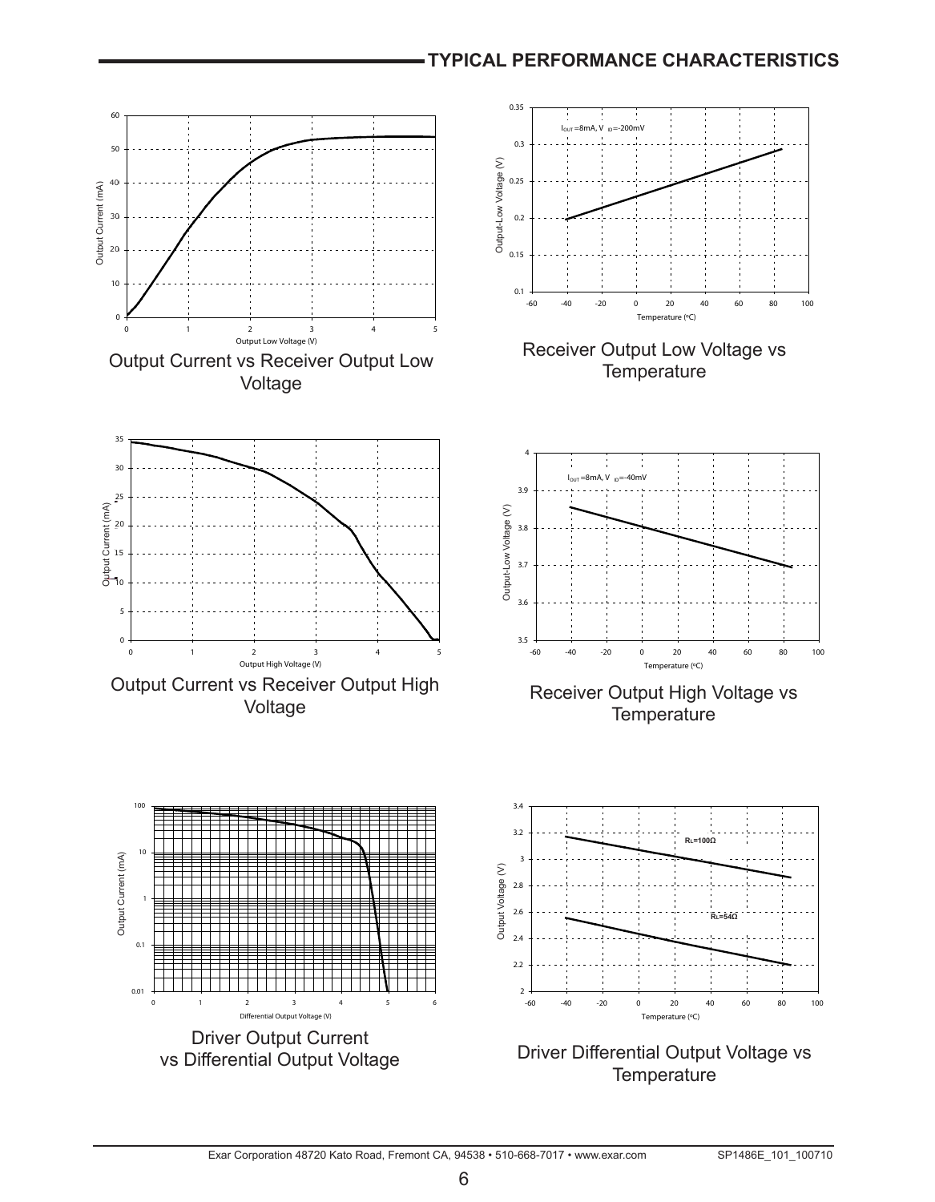## TYPICAL PERFORMANCE CHARACTERISTICS

Output Current vs Receiver Output Low Voltage

Receiver Output Low Voltage vs Temperature

Output Current vs Receiver Output High Voltage

Receiver Output High Voltage vs Temperature

Driver Output Current vs Differential Output Voltage

Driver Differential Output Voltage vs Temperature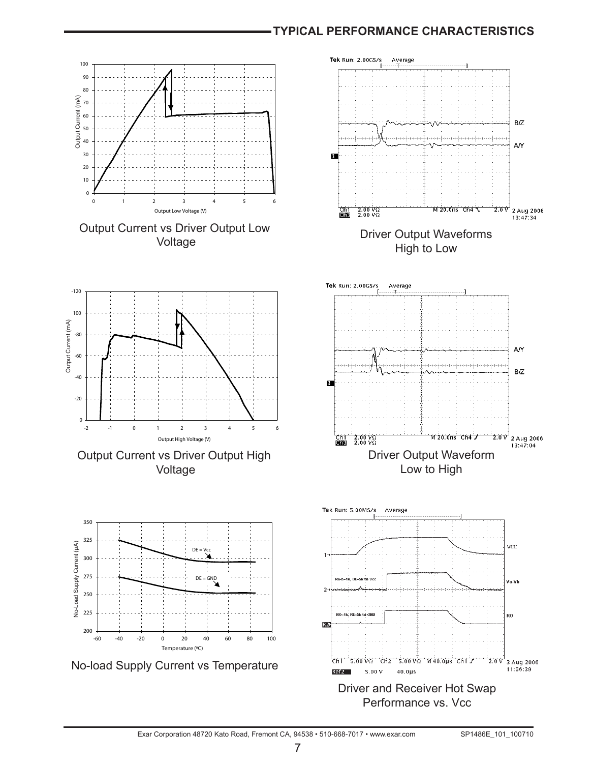## TYPICAL PERFORMANCE CHARACTERISTICS

Output Current vs Driver Output Low Voltage

Driver Output Waveforms High to Low

Output Current vs Driver Output High Voltage

Driver Output Waveform Low to High

No-load Supply Current vs Temperature

Driver and Receiver Hot Swap Performance vs. Vcc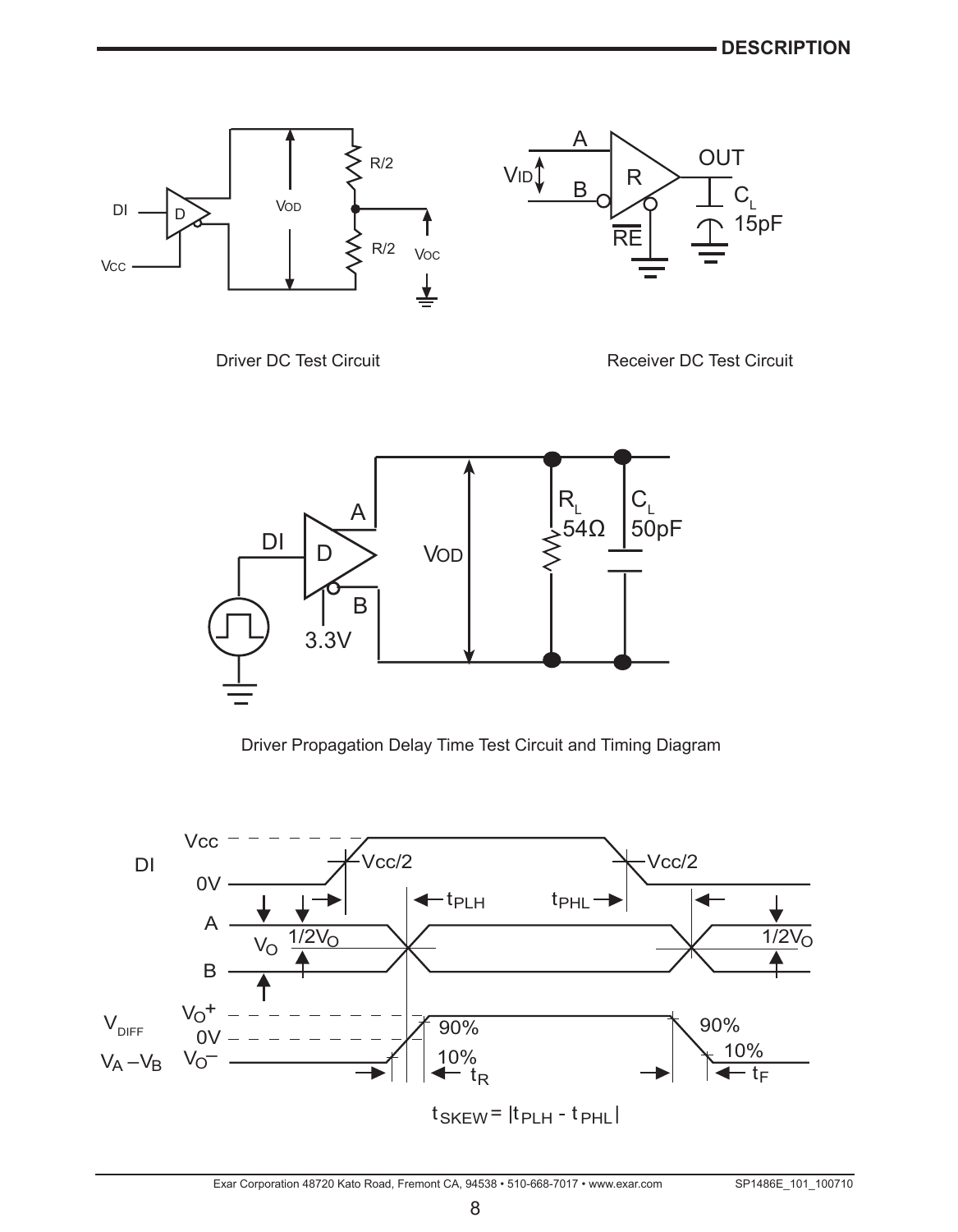Driver DC Test Circuit

Receiver DC Test Circuit

Driver Propagation Delay Time Test Circuit and Timing Diagram

$t_{SKEW} = |t_{PLH} - t_{PHL}|$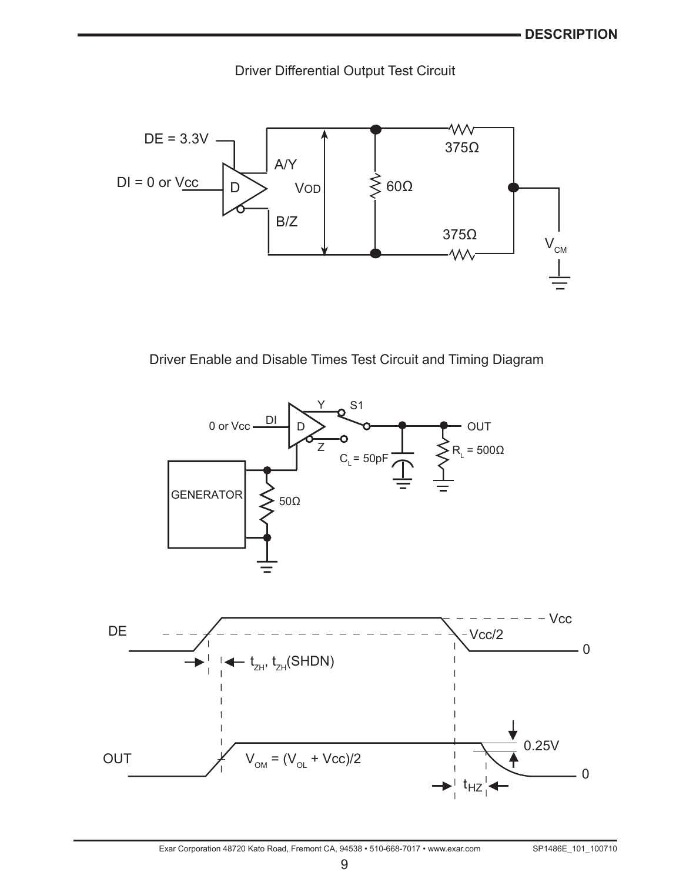Driver Differential Output Test Circuit

DE = 3.3V

DI = 0 or Vcc

D

A/Y

B/Z

VOD

60Ω

375Ω

375Ω

$V_{CM}$

Driver Enable and Disable Times Test Circuit and Timing Diagram

0 or Vcc

DI

D

Y

Z

S1

OUT

$C_L$ = 50pF

$R_L$ = 500Ω

GENERATOR

50Ω

DE

Vcc

Vcc/2

0

$t_{ZH}$, $t_{ZH}$(SHDN)

OUT

$V_{OM}$ = ($V_{OL}$ + Vcc)/2

0.25V

0

$t_{HZ}$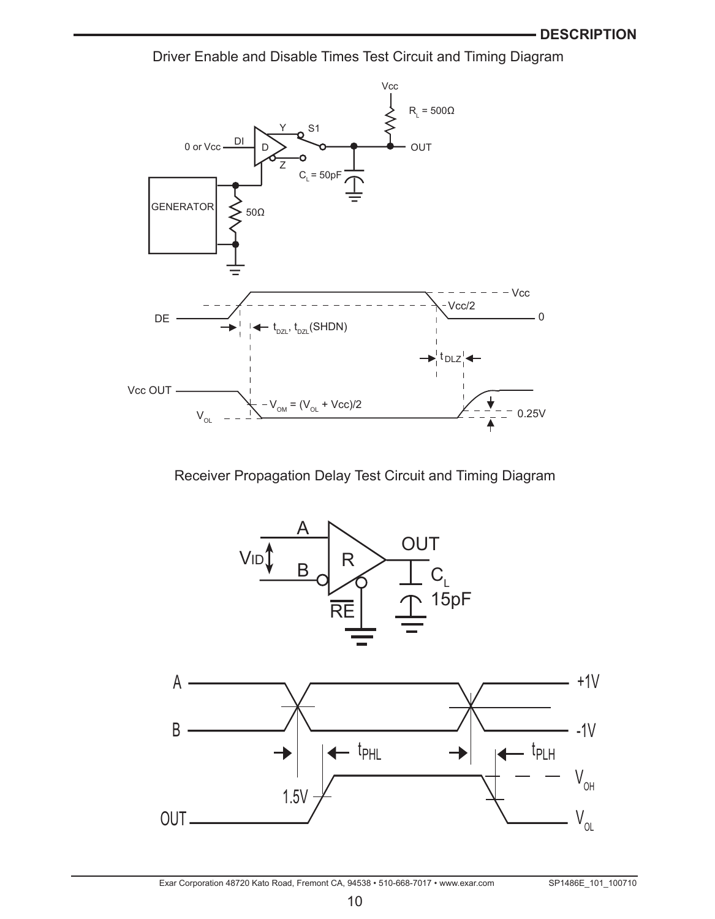Driver Enable and Disable Times Test Circuit and Timing Diagram

Receiver Propagation Delay Test Circuit and Timing Diagram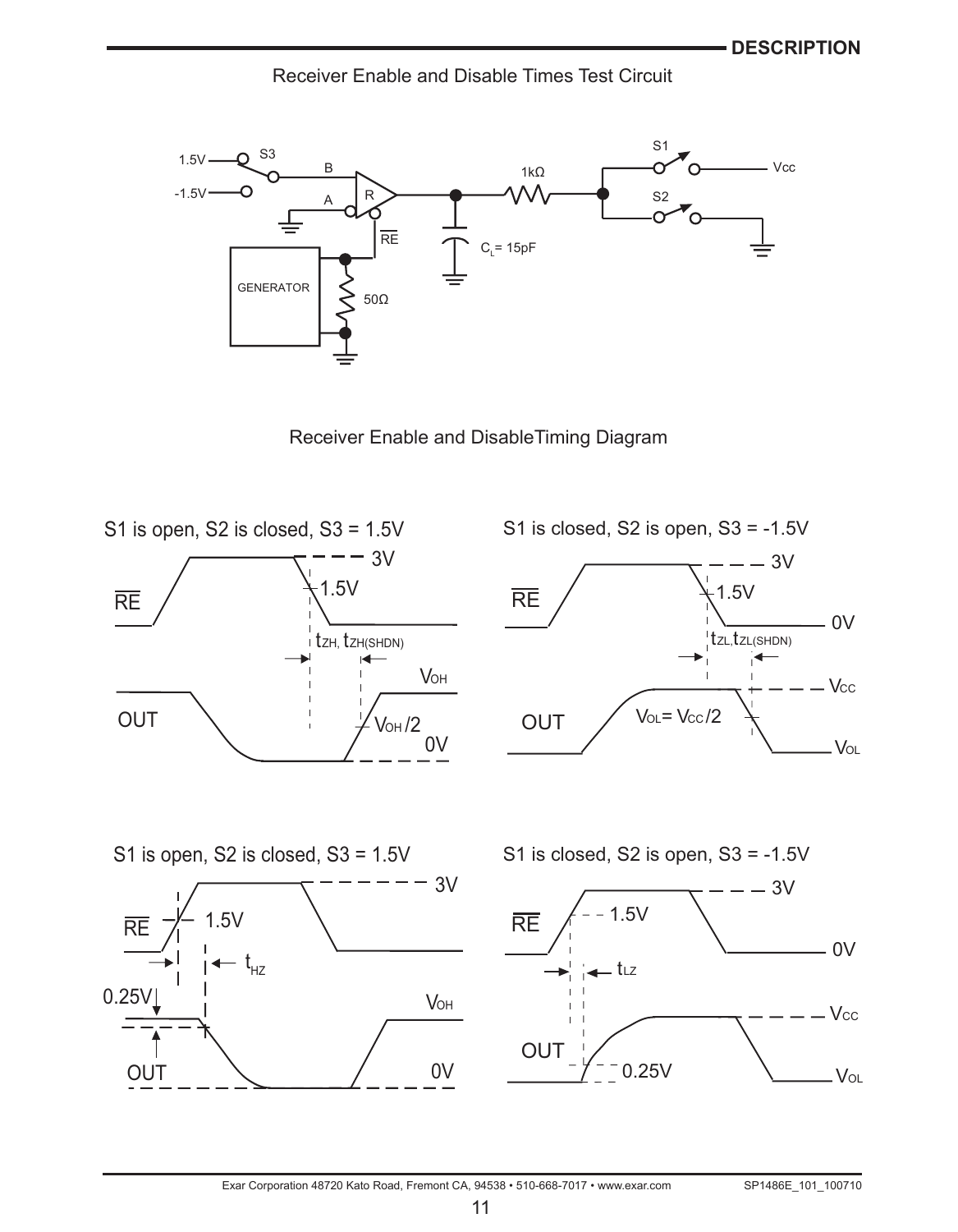Receiver Enable and Disable Times Test Circuit

1.5V S3 B A R $\overline{RE}$ 1kΩ S1 Vcc S2 -1.5V GENERATOR 50Ω $C_L$= 15pF

Receiver Enable and DisableTiming Diagram

S1 is open, S2 is closed, S3 = 1.5V

$\overline{RE}$ 3V 1.5V $t_{ZH}$, $t_{ZH(SHDN)}$ OUT $V_{OH}$ $V_{OH}/2$ 0V

S1 is closed, S2 is open, S3 = -1.5V

$\overline{RE}$ 3V 1.5V 0V $t_{ZL}$,$t_{ZL(SHDN)}$ OUT $V_{OL}$= $V_{CC}/2$ $V_{CC}$ $V_{OL}$

S1 is open, S2 is closed, S3 = 1.5V

$\overline{RE}$ 1.5V 3V $t_{HZ}$ 0.25V $V_{OH}$ OUT 0V

S1 is closed, S2 is open, S3 = -1.5V

$\overline{RE}$ 1.5V 3V 0V $t_{LZ}$ $V_{CC}$ OUT 0.25V $V_{OL}$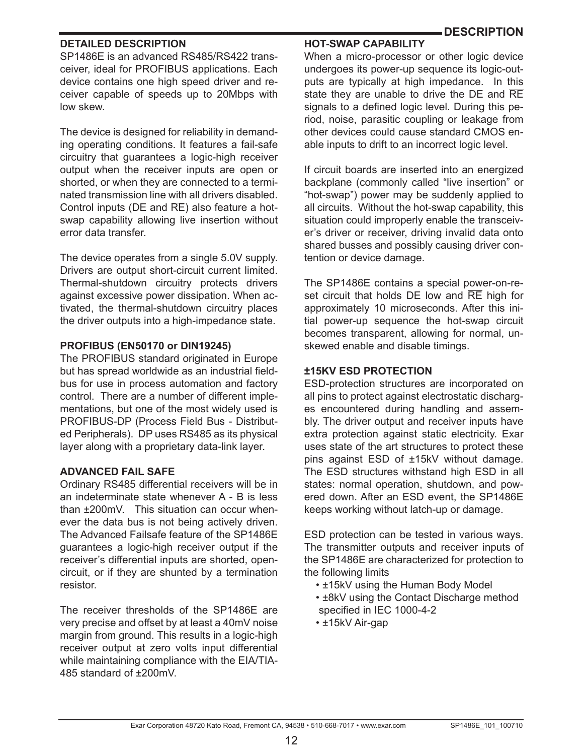## DESCRIPTION

### DETAILED DESCRIPTION

SP1486E is an advanced RS485/RS422 transceiver, ideal for PROFIBUS applications. Each device contains one high speed driver and receiver capable of speeds up to 20Mbps with low skew.

The device is designed for reliability in demanding operating conditions. It features a fail-safe circuitry that guarantees a logic-high receiver output when the receiver inputs are open or shorted, or when they are connected to a terminated transmission line with all drivers disabled. Control inputs (DE and $\overline{RE}$) also feature a hot-swap capability allowing live insertion without error data transfer.

The device operates from a single 5.0V supply. Drivers are output short-circuit current limited. Thermal-shutdown circuitry protects drivers against excessive power dissipation. When activated, the thermal-shutdown circuitry places the driver outputs into a high-impedance state.

### PROFIBUS (EN50170 or DIN19245)

The PROFIBUS standard originated in Europe but has spread worldwide as an industrial fieldbus for use in process automation and factory control. There are a number of different implementations, but one of the most widely used is PROFIBUS-DP (Process Field Bus - Distributed Peripherals). DP uses RS485 as its physical layer along with a proprietary data-link layer.

### ADVANCED FAIL SAFE

Ordinary RS485 differential receivers will be in an indeterminate state whenever A - B is less than ±200mV. This situation can occur whenever the data bus is not being actively driven. The Advanced Failsafe feature of the SP1486E guarantees a logic-high receiver output if the receiver's differential inputs are shorted, open-circuit, or if they are shunted by a termination resistor.

The receiver thresholds of the SP1486E are very precise and offset by at least a 40mV noise margin from ground. This results in a logic-high receiver output at zero volts input differential while maintaining compliance with the EIA/TIA-485 standard of ±200mV.

### HOT-SWAP CAPABILITY

When a micro-processor or other logic device undergoes its power-up sequence its logic-outputs are typically at high impedance. In this state they are unable to drive the DE and $\overline{RE}$ signals to a defined logic level. During this period, noise, parasitic coupling or leakage from other devices could cause standard CMOS enable inputs to drift to an incorrect logic level.

If circuit boards are inserted into an energized backplane (commonly called "live insertion" or "hot-swap") power may be suddenly applied to all circuits. Without the hot-swap capability, this situation could improperly enable the transceiver's driver or receiver, driving invalid data onto shared busses and possibly causing driver contention or device damage.

The SP1486E contains a special power-on-reset circuit that holds DE low and $\overline{RE}$ high for approximately 10 microseconds. After this initial power-up sequence the hot-swap circuit becomes transparent, allowing for normal, unskewed enable and disable timings.

### ±15KV ESD PROTECTION

ESD-protection structures are incorporated on all pins to protect against electrostatic discharges encountered during handling and assembly. The driver output and receiver inputs have extra protection against static electricity. Exar uses state of the art structures to protect these pins against ESD of ±15kV without damage. The ESD structures withstand high ESD in all states: normal operation, shutdown, and powered down. After an ESD event, the SP1486E keeps working without latch-up or damage.

ESD protection can be tested in various ways. The transmitter outputs and receiver inputs of the SP1486E are characterized for protection to the following limits

- ±15kV using the Human Body Model
- ±8kV using the Contact Discharge method specified in IEC 1000-4-2
- ±15kV Air-gap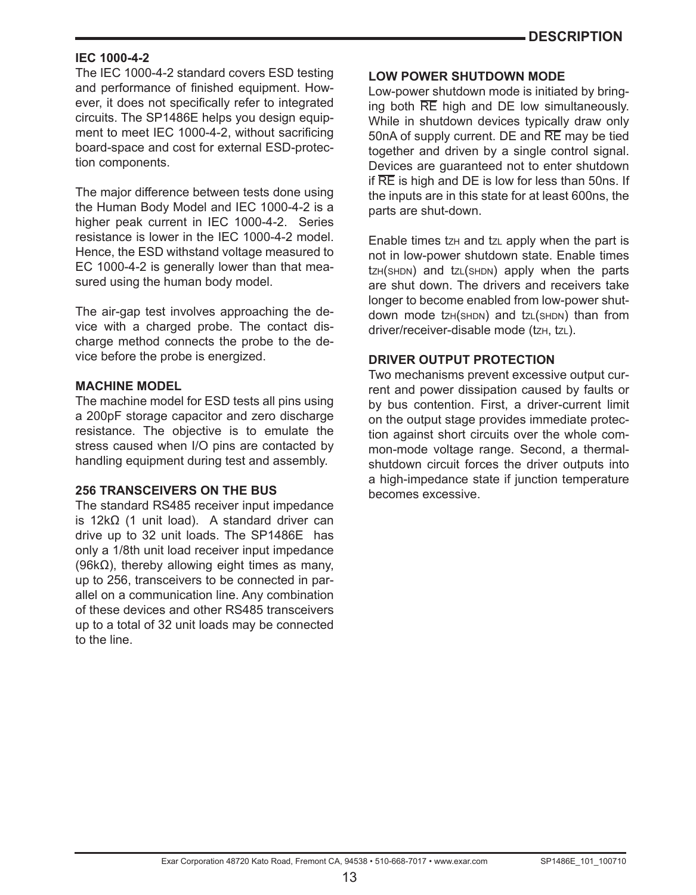## IEC 1000-4-2

The IEC 1000-4-2 standard covers ESD testing and performance of finished equipment. However, it does not specifically refer to integrated circuits. The SP1486E helps you design equipment to meet IEC 1000-4-2, without sacrificing board-space and cost for external ESD-protection components.

The major difference between tests done using the Human Body Model and IEC 1000-4-2 is a higher peak current in IEC 1000-4-2. Series resistance is lower in the IEC 1000-4-2 model. Hence, the ESD withstand voltage measured to EC 1000-4-2 is generally lower than that measured using the human body model.

The air-gap test involves approaching the device with a charged probe. The contact discharge method connects the probe to the device before the probe is energized.

## MACHINE MODEL

The machine model for ESD tests all pins using a 200pF storage capacitor and zero discharge resistance. The objective is to emulate the stress caused when I/O pins are contacted by handling equipment during test and assembly.

## 256 TRANSCEIVERS ON THE BUS

The standard RS485 receiver input impedance is 12kΩ (1 unit load). A standard driver can drive up to 32 unit loads. The SP1486E has only a 1/8th unit load receiver input impedance (96kΩ), thereby allowing eight times as many, up to 256, transceivers to be connected in parallel on a communication line. Any combination of these devices and other RS485 transceivers up to a total of 32 unit loads may be connected to the line.

## LOW POWER SHUTDOWN MODE

Low-power shutdown mode is initiated by bringing both $\overline{RE}$ high and DE low simultaneously. While in shutdown devices typically draw only 50nA of supply current. DE and $\overline{RE}$ may be tied together and driven by a single control signal. Devices are guaranteed not to enter shutdown if $\overline{RE}$ is high and DE is low for less than 50ns. If the inputs are in this state for at least 600ns, the parts are shut-down.

Enable times $t_{ZH}$ and $t_{ZL}$ apply when the part is not in low-power shutdown state. Enable times $t_{ZH(SHDN)}$ and $t_{ZL(SHDN)}$ apply when the parts are shut down. The drivers and receivers take longer to become enabled from low-power shutdown mode $t_{ZH(SHDN)}$ and $t_{ZL(SHDN)}$ than from driver/receiver-disable mode ($t_{ZH}$, $t_{ZL}$).

## DRIVER OUTPUT PROTECTION

Two mechanisms prevent excessive output current and power dissipation caused by faults or by bus contention. First, a driver-current limit on the output stage provides immediate protection against short circuits over the whole common-mode voltage range. Second, a thermal-shutdown circuit forces the driver outputs into a high-impedance state if junction temperature becomes excessive.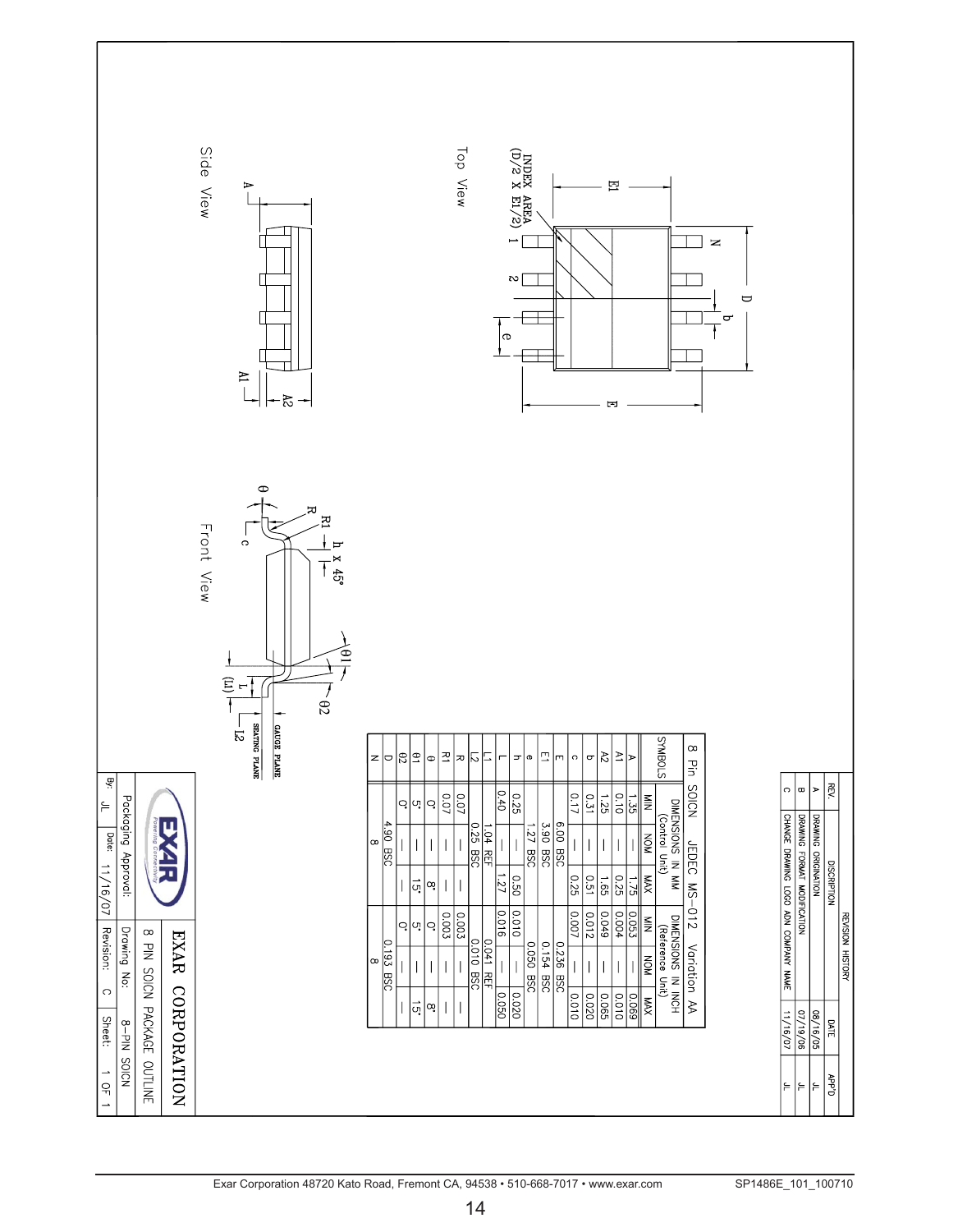## 8 Pin SOICN JEDEC MS-012 Variation AA

| SYMBOLS | DIMENSIONS IN MM (Control Unit) | | | DIMENSIONS IN INCH (Reference Unit) | | |
|---|---|---|---|---|---|---|
| | MIN | NOM | MAX | MIN | NOM | MAX |
| A | 1.35 | — | 1.75 | 0.053 | — | 0.069 |
| A1 | 0.10 | — | 0.25 | 0.004 | — | 0.010 |
| A2 | 1.25 | — | 1.65 | 0.049 | — | 0.065 |
| b | 0.31 | — | 0.51 | 0.012 | — | 0.020 |
| c | 0.17 | — | 0.25 | 0.007 | — | 0.010 |
| E | 6.00 BSC | | | 0.236 BSC | | |
| E1 | 3.90 BSC | | | 0.154 BSC | | |
| e | 1.27 BSC | | | 0.050 BSC | | |
| h | 0.25 | — | 0.50 | 0.010 | — | 0.020 |
| L | 0.40 | — | 1.27 | 0.016 | — | 0.050 |
| L1 | 1.04 REF | | | 0.041 REF | | |
| L2 | 0.25 BSC | | | 0.010 BSC | | |
| R | 0.07 | — | — | 0.003 | — | — |
| R1 | 0.07 | — | — | 0.003 | — | — |
| θ | 0° | — | 8° | 0° | — | 8° |
| θ1 | 5° | — | 15° | 5° | — | 15° |
| θ2 | 0° | — | — | 0° | — | — |
| D | 4.90 BSC | | | 0.193 BSC | | |
| N | 8 | | | 8 | | |

Top View

INDEX AREA (D/2 X E1/2)

Side View

Front View

GAUGE PLANE

SEATING PLANE

**REVISION HISTORY**

| REV. | DISCRIPTION | DATE | APP'D |
|---|---|---|---|
| A | DRAWING ORIGINATION | 08/16/05 | JL |
| B | DRAWING FORMAT MODIFICATION | 07/19/06 | JL |
| C | CHANGE DRAWING LOGO ADN COMPANY NAME | 11/16/07 | JL |

EXAR CORPORATION

8 PIN SOICN PACKAGE OUTLINE

Packaging Approval: | Drawing No: 8-PIN SOICN

By: JL | Date: 11/16/07 | Revision: C | Sheet: 1 OF 1

Exar Corporation 48720 Kato Road, Fremont CA, 94538 • 510-668-7017 • www.exar.com

SP1486E_101_100710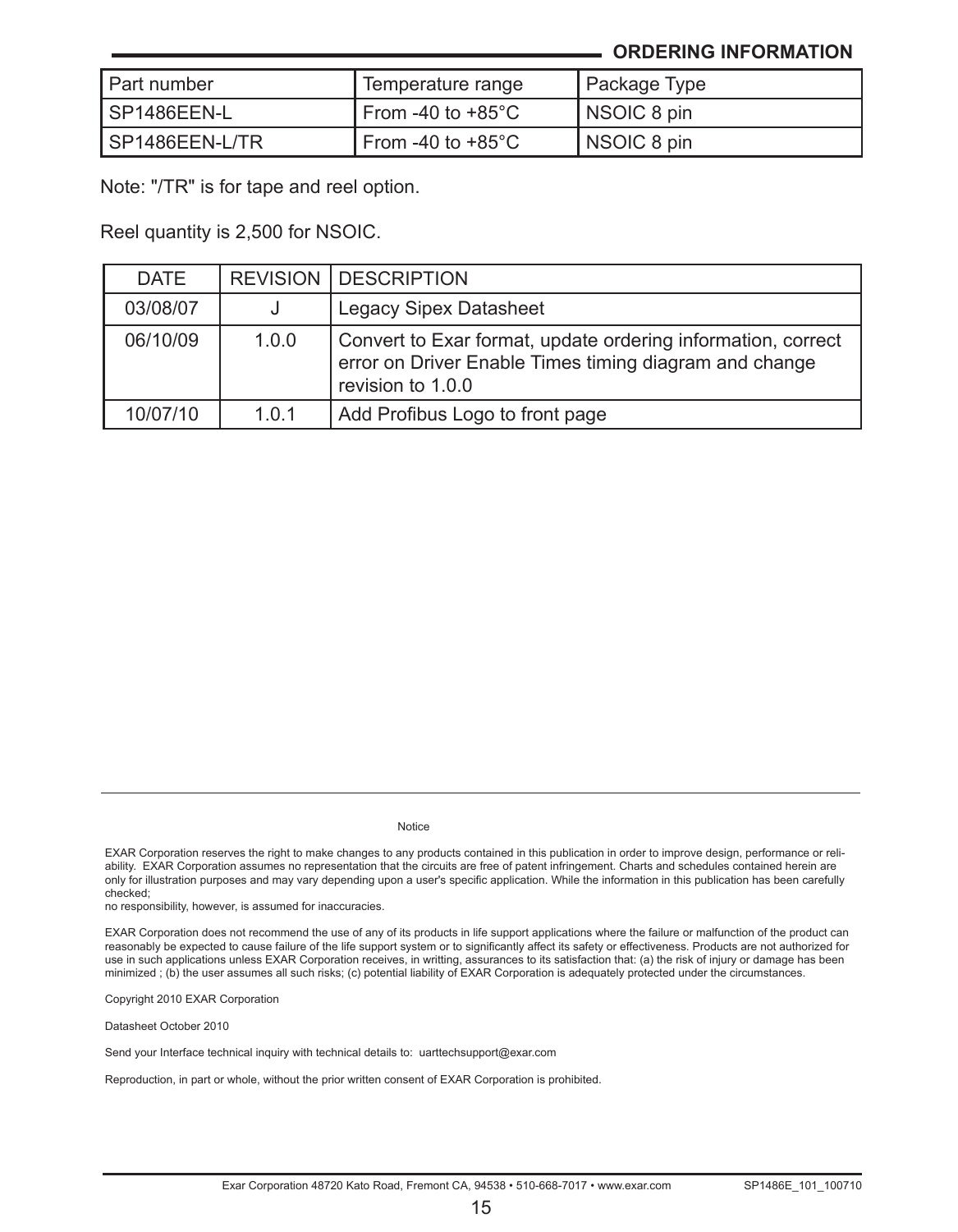## ORDERING INFORMATION

| Part number | Temperature range | Package Type |
|---|---|---|
| SP1486EEN-L | From -40 to +85°C | NSOIC 8 pin |
| SP1486EEN-L/TR | From -40 to +85°C | NSOIC 8 pin |

Note: "/TR" is for tape and reel option.

Reel quantity is 2,500 for NSOIC.

| DATE | REVISION | DESCRIPTION |
|---|---|---|
| 03/08/07 | J | Legacy Sipex Datasheet |
| 06/10/09 | 1.0.0 | Convert to Exar format, update ordering information, correct error on Driver Enable Times timing diagram and change revision to 1.0.0 |
| 10/07/10 | 1.0.1 | Add Profibus Logo to front page |

Notice

EXAR Corporation reserves the right to make changes to any products contained in this publication in order to improve design, performance or reliability. EXAR Corporation assumes no representation that the circuits are free of patent infringement. Charts and schedules contained herein are only for illustration purposes and may vary depending upon a user's specific application. While the information in this publication has been carefully checked;
no responsibility, however, is assumed for inaccuracies.

EXAR Corporation does not recommend the use of any of its products in life support applications where the failure or malfunction of the product can reasonably be expected to cause failure of the life support system or to significantly affect its safety or effectiveness. Products are not authorized for use in such applications unless EXAR Corporation receives, in writting, assurances to its satisfaction that: (a) the risk of injury or damage has been minimized ; (b) the user assumes all such risks; (c) potential liability of EXAR Corporation is adequately protected under the circumstances.

Copyright 2010 EXAR Corporation

Datasheet October 2010

Send your Interface technical inquiry with technical details to: uarttechsupport@exar.com

Reproduction, in part or whole, without the prior written consent of EXAR Corporation is prohibited.

Exar Corporation 48720 Kato Road, Fremont CA, 94538 • 510-668-7017 • www.exar.com SP1486E_101_100710